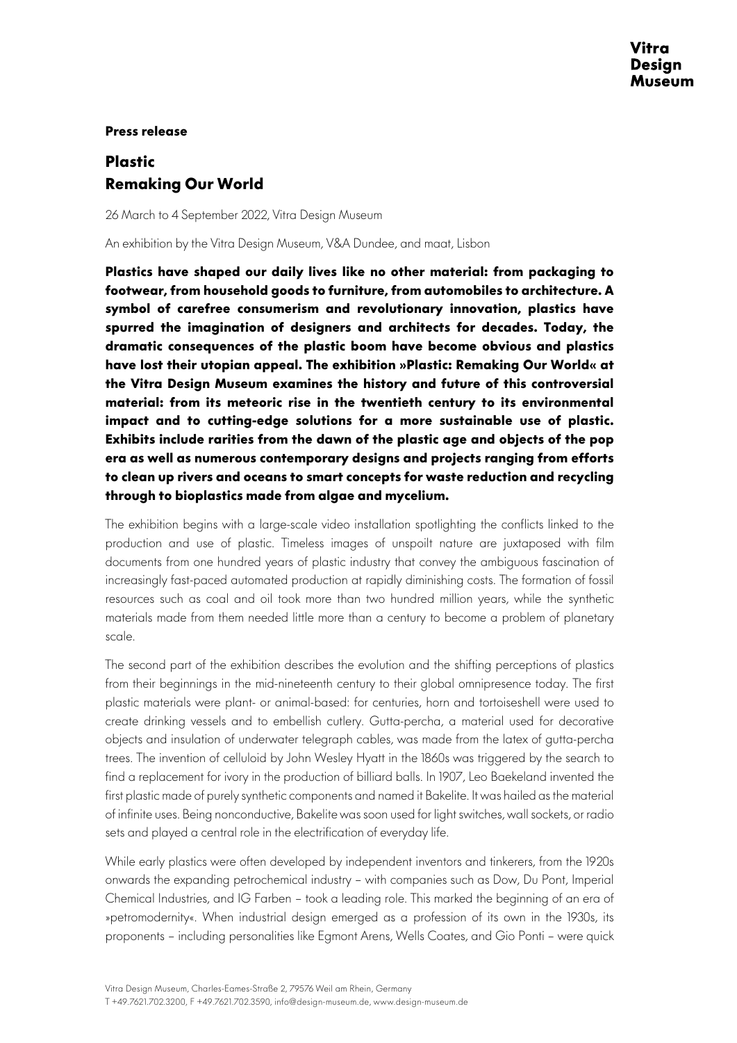**Press release**

# Plastic
# Remaking Our World

26 March to 4 September 2022, Vitra Design Museum

An exhibition by the Vitra Design Museum, V&A Dundee, and maat, Lisbon

**Plastics have shaped our daily lives like no other material: from packaging to footwear, from household goods to furniture, from automobiles to architecture. A symbol of carefree consumerism and revolutionary innovation, plastics have spurred the imagination of designers and architects for decades. Today, the dramatic consequences of the plastic boom have become obvious and plastics have lost their utopian appeal. The exhibition »Plastic: Remaking Our World« at the Vitra Design Museum examines the history and future of this controversial material: from its meteoric rise in the twentieth century to its environmental impact and to cutting-edge solutions for a more sustainable use of plastic. Exhibits include rarities from the dawn of the plastic age and objects of the pop era as well as numerous contemporary designs and projects ranging from efforts to clean up rivers and oceans to smart concepts for waste reduction and recycling through to bioplastics made from algae and mycelium.**

The exhibition begins with a large-scale video installation spotlighting the conflicts linked to the production and use of plastic. Timeless images of unspoilt nature are juxtaposed with film documents from one hundred years of plastic industry that convey the ambiguous fascination of increasingly fast-paced automated production at rapidly diminishing costs. The formation of fossil resources such as coal and oil took more than two hundred million years, while the synthetic materials made from them needed little more than a century to become a problem of planetary scale.

The second part of the exhibition describes the evolution and the shifting perceptions of plastics from their beginnings in the mid-nineteenth century to their global omnipresence today. The first plastic materials were plant- or animal-based: for centuries, horn and tortoiseshell were used to create drinking vessels and to embellish cutlery. Gutta-percha, a material used for decorative objects and insulation of underwater telegraph cables, was made from the latex of gutta-percha trees. The invention of celluloid by John Wesley Hyatt in the 1860s was triggered by the search to find a replacement for ivory in the production of billiard balls. In 1907, Leo Baekeland invented the first plastic made of purely synthetic components and named it Bakelite. It was hailed as the material of infinite uses. Being nonconductive, Bakelite was soon used for light switches, wall sockets, or radio sets and played a central role in the electrification of everyday life.

While early plastics were often developed by independent inventors and tinkerers, from the 1920s onwards the expanding petrochemical industry – with companies such as Dow, Du Pont, Imperial Chemical Industries, and IG Farben – took a leading role. This marked the beginning of an era of »petromodernity«. When industrial design emerged as a profession of its own in the 1930s, its proponents – including personalities like Egmont Arens, Wells Coates, and Gio Ponti – were quick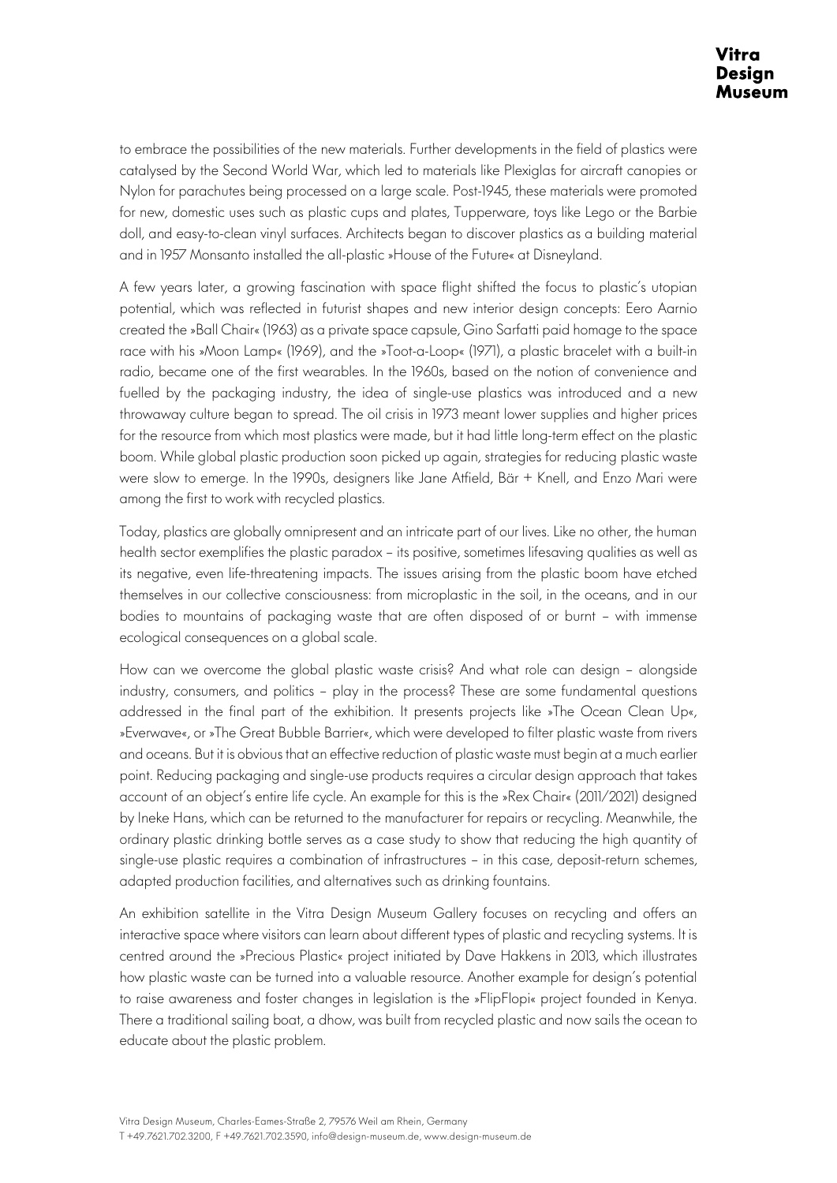to embrace the possibilities of the new materials. Further developments in the field of plastics were catalysed by the Second World War, which led to materials like Plexiglas for aircraft canopies or Nylon for parachutes being processed on a large scale. Post-1945, these materials were promoted for new, domestic uses such as plastic cups and plates, Tupperware, toys like Lego or the Barbie doll, and easy-to-clean vinyl surfaces. Architects began to discover plastics as a building material and in 1957 Monsanto installed the all-plastic »House of the Future« at Disneyland.

A few years later, a growing fascination with space flight shifted the focus to plastic's utopian potential, which was reflected in futurist shapes and new interior design concepts: Eero Aarnio created the »Ball Chair« (1963) as a private space capsule, Gino Sarfatti paid homage to the space race with his »Moon Lamp« (1969), and the »Toot-a-Loop« (1971), a plastic bracelet with a built-in radio, became one of the first wearables. In the 1960s, based on the notion of convenience and fuelled by the packaging industry, the idea of single-use plastics was introduced and a new throwaway culture began to spread. The oil crisis in 1973 meant lower supplies and higher prices for the resource from which most plastics were made, but it had little long-term effect on the plastic boom. While global plastic production soon picked up again, strategies for reducing plastic waste were slow to emerge. In the 1990s, designers like Jane Atfield, Bär + Knell, and Enzo Mari were among the first to work with recycled plastics.

Today, plastics are globally omnipresent and an intricate part of our lives. Like no other, the human health sector exemplifies the plastic paradox – its positive, sometimes lifesaving qualities as well as its negative, even life-threatening impacts. The issues arising from the plastic boom have etched themselves in our collective consciousness: from microplastic in the soil, in the oceans, and in our bodies to mountains of packaging waste that are often disposed of or burnt – with immense ecological consequences on a global scale.

How can we overcome the global plastic waste crisis? And what role can design – alongside industry, consumers, and politics – play in the process? These are some fundamental questions addressed in the final part of the exhibition. It presents projects like »The Ocean Clean Up«, »Everwave«, or »The Great Bubble Barrier«, which were developed to filter plastic waste from rivers and oceans. But it is obvious that an effective reduction of plastic waste must begin at a much earlier point. Reducing packaging and single-use products requires a circular design approach that takes account of an object's entire life cycle. An example for this is the »Rex Chair« (2011/2021) designed by Ineke Hans, which can be returned to the manufacturer for repairs or recycling. Meanwhile, the ordinary plastic drinking bottle serves as a case study to show that reducing the high quantity of single-use plastic requires a combination of infrastructures – in this case, deposit-return schemes, adapted production facilities, and alternatives such as drinking fountains.

An exhibition satellite in the Vitra Design Museum Gallery focuses on recycling and offers an interactive space where visitors can learn about different types of plastic and recycling systems. It is centred around the »Precious Plastic« project initiated by Dave Hakkens in 2013, which illustrates how plastic waste can be turned into a valuable resource. Another example for design's potential to raise awareness and foster changes in legislation is the »FlipFlopi« project founded in Kenya. There a traditional sailing boat, a dhow, was built from recycled plastic and now sails the ocean to educate about the plastic problem.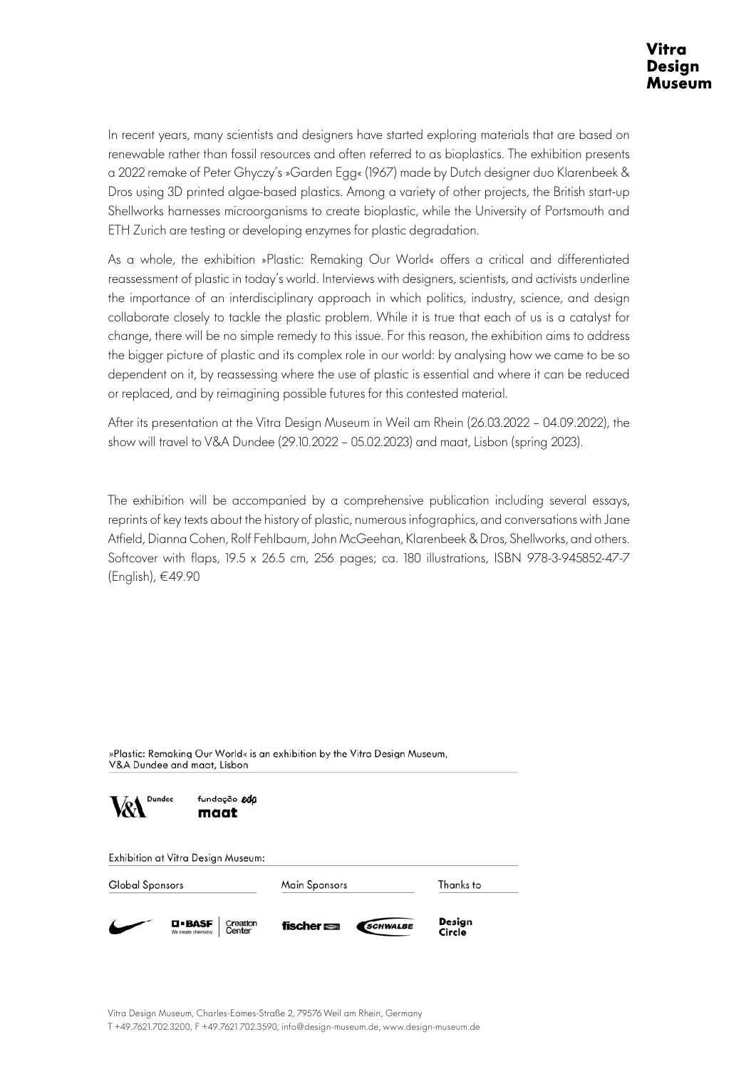In recent years, many scientists and designers have started exploring materials that are based on renewable rather than fossil resources and often referred to as bioplastics. The exhibition presents a 2022 remake of Peter Ghyczy's »Garden Egg« (1967) made by Dutch designer duo Klarenbeek & Dros using 3D printed algae-based plastics. Among a variety of other projects, the British start-up Shellworks harnesses microorganisms to create bioplastic, while the University of Portsmouth and ETH Zurich are testing or developing enzymes for plastic degradation.

As a whole, the exhibition »Plastic: Remaking Our World« offers a critical and differentiated reassessment of plastic in today's world. Interviews with designers, scientists, and activists underline the importance of an interdisciplinary approach in which politics, industry, science, and design collaborate closely to tackle the plastic problem. While it is true that each of us is a catalyst for change, there will be no simple remedy to this issue. For this reason, the exhibition aims to address the bigger picture of plastic and its complex role in our world: by analysing how we came to be so dependent on it, by reassessing where the use of plastic is essential and where it can be reduced or replaced, and by reimagining possible futures for this contested material.

After its presentation at the Vitra Design Museum in Weil am Rhein (26.03.2022 – 04.09.2022), the show will travel to V&A Dundee (29.10.2022 – 05.02.2023) and maat, Lisbon (spring 2023).

The exhibition will be accompanied by a comprehensive publication including several essays, reprints of key texts about the history of plastic, numerous infographics, and conversations with Jane Atfield, Dianna Cohen, Rolf Fehlbaum, John McGeehan, Klarenbeek & Dros, Shellworks, and others. Softcover with flaps, 19.5 x 26.5 cm, 256 pages; ca. 180 illustrations, ISBN 978-3-945852-47-7 (English), €49.90

»Plastic: Remaking Our World« is an exhibition by the Vitra Design Museum, V&A Dundee and maat, Lisbon

V&A Dundee | fundação edp maat

Exhibition at Vitra Design Museum:

| Global Sponsors | Main Sponsors | Thanks to |
|---|---|---|
| Nike, BASF Creation Center | fischer, Schwalbe | Design Circle |

Vitra Design Museum, Charles-Eames-Straße 2, 79576 Weil am Rhein, Germany
T +49.7621.702.3200, F +49.7621.702.3590, info@design-museum.de, www.design-museum.de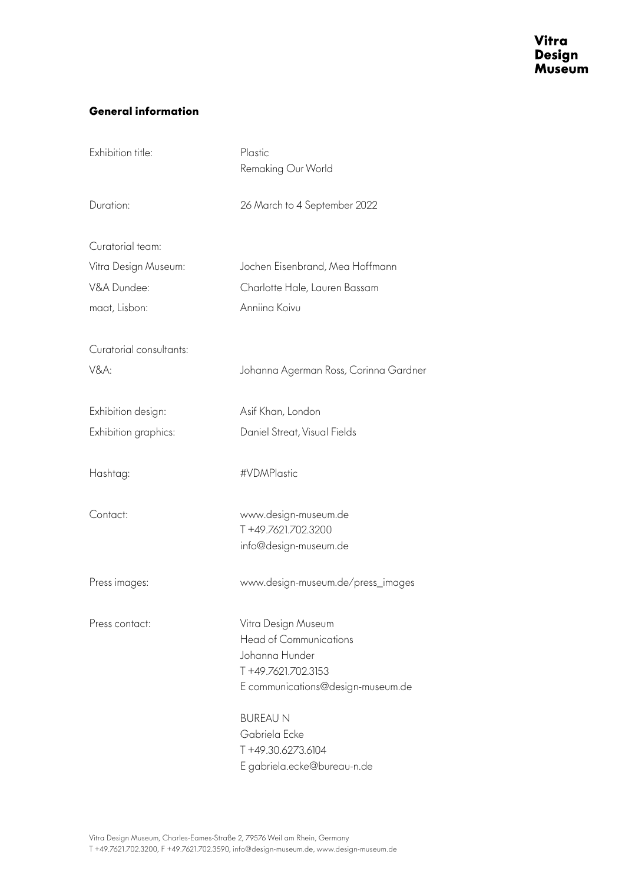## General information

| | |
|---|---|
| Exhibition title: | Plastic<br>Remaking Our World |
| Duration: | 26 March to 4 September 2022 |
| Curatorial team: | |
| Vitra Design Museum: | Jochen Eisenbrand, Mea Hoffmann |
| V&A Dundee: | Charlotte Hale, Lauren Bassam |
| maat, Lisbon: | Anniina Koivu |
| Curatorial consultants: | |
| V&A: | Johanna Agerman Ross, Corinna Gardner |
| Exhibition design: | Asif Khan, London |
| Exhibition graphics: | Daniel Streat, Visual Fields |
| Hashtag: | #VDMPlastic |
| Contact: | www.design-museum.de<br>T +49.7621.702.3200<br>info@design-museum.de |
| Press images: | www.design-museum.de/press_images |
| Press contact: | Vitra Design Museum<br>Head of Communications<br>Johanna Hunder<br>T +49.7621.702.3153<br>E communications@design-museum.de<br><br>BUREAU N<br>Gabriela Ecke<br>T +49.30.6273.6104<br>E gabriela.ecke@bureau-n.de |

Vitra Design Museum, Charles-Eames-Straße 2, 79576 Weil am Rhein, Germany
T +49.7621.702.3200, F +49.7621.702.3590, info@design-museum.de, www.design-museum.de